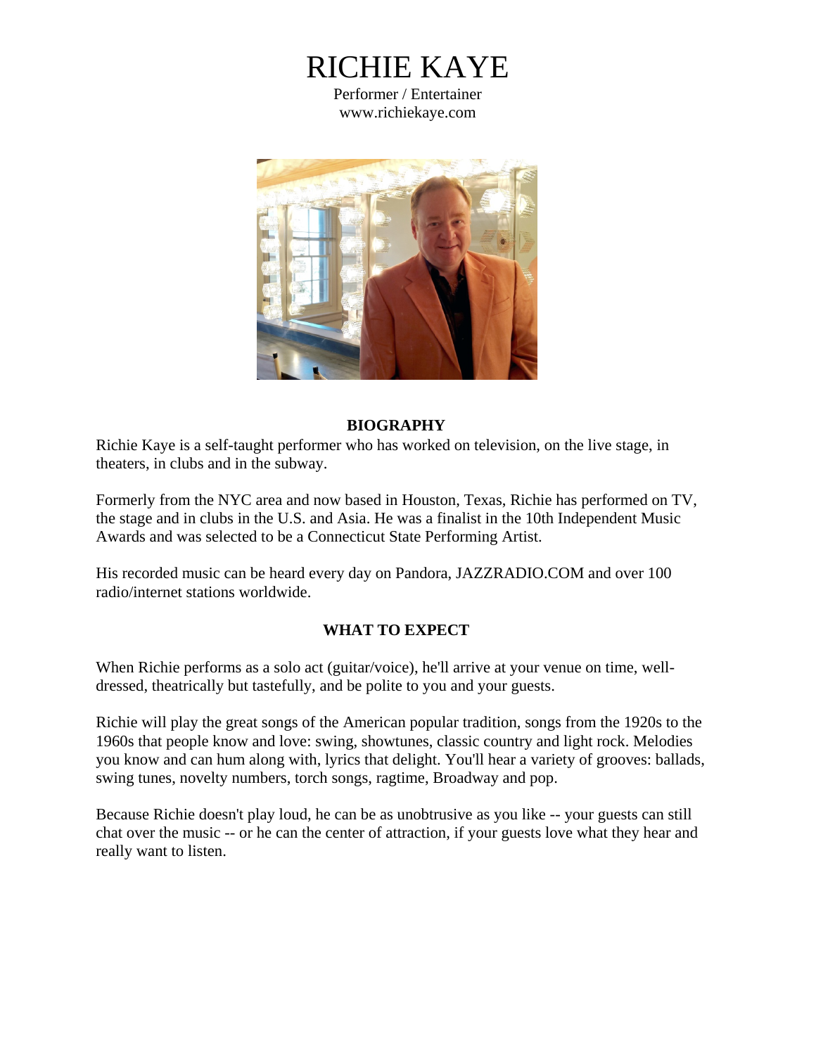# RICHIE KAYE

Performer / Entertainer
www.richiekaye.com

## BIOGRAPHY

Richie Kaye is a self-taught performer who has worked on television, on the live stage, in theaters, in clubs and in the subway.

Formerly from the NYC area and now based in Houston, Texas, Richie has performed on TV, the stage and in clubs in the U.S. and Asia. He was a finalist in the 10th Independent Music Awards and was selected to be a Connecticut State Performing Artist.

His recorded music can be heard every day on Pandora, JAZZRADIO.COM and over 100 radio/internet stations worldwide.

## WHAT TO EXPECT

When Richie performs as a solo act (guitar/voice), he'll arrive at your venue on time, well-dressed, theatrically but tastefully, and be polite to you and your guests.

Richie will play the great songs of the American popular tradition, songs from the 1920s to the 1960s that people know and love: swing, showtunes, classic country and light rock. Melodies you know and can hum along with, lyrics that delight. You'll hear a variety of grooves: ballads, swing tunes, novelty numbers, torch songs, ragtime, Broadway and pop.

Because Richie doesn't play loud, he can be as unobtrusive as you like -- your guests can still chat over the music -- or he can the center of attraction, if your guests love what they hear and really want to listen.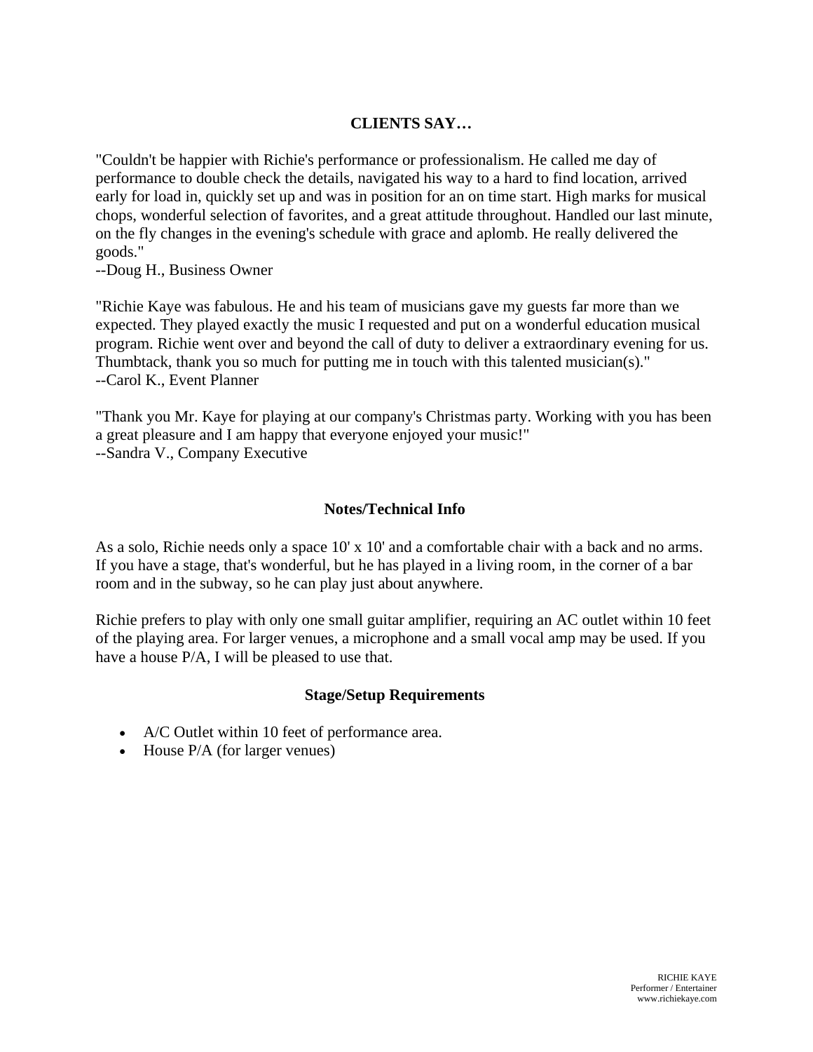## CLIENTS SAY…

"Couldn't be happier with Richie's performance or professionalism. He called me day of performance to double check the details, navigated his way to a hard to find location, arrived early for load in, quickly set up and was in position for an on time start. High marks for musical chops, wonderful selection of favorites, and a great attitude throughout. Handled our last minute, on the fly changes in the evening's schedule with grace and aplomb. He really delivered the goods."
--Doug H., Business Owner

"Richie Kaye was fabulous. He and his team of musicians gave my guests far more than we expected. They played exactly the music I requested and put on a wonderful education musical program. Richie went over and beyond the call of duty to deliver a extraordinary evening for us. Thumbtack, thank you so much for putting me in touch with this talented musician(s)."
--Carol K., Event Planner

"Thank you Mr. Kaye for playing at our company's Christmas party. Working with you has been a great pleasure and I am happy that everyone enjoyed your music!"
--Sandra V., Company Executive

## Notes/Technical Info

As a solo, Richie needs only a space 10' x 10' and a comfortable chair with a back and no arms. If you have a stage, that's wonderful, but he has played in a living room, in the corner of a bar room and in the subway, so he can play just about anywhere.

Richie prefers to play with only one small guitar amplifier, requiring an AC outlet within 10 feet of the playing area. For larger venues, a microphone and a small vocal amp may be used. If you have a house P/A, I will be pleased to use that.

## Stage/Setup Requirements

- A/C Outlet within 10 feet of performance area.
- House P/A (for larger venues)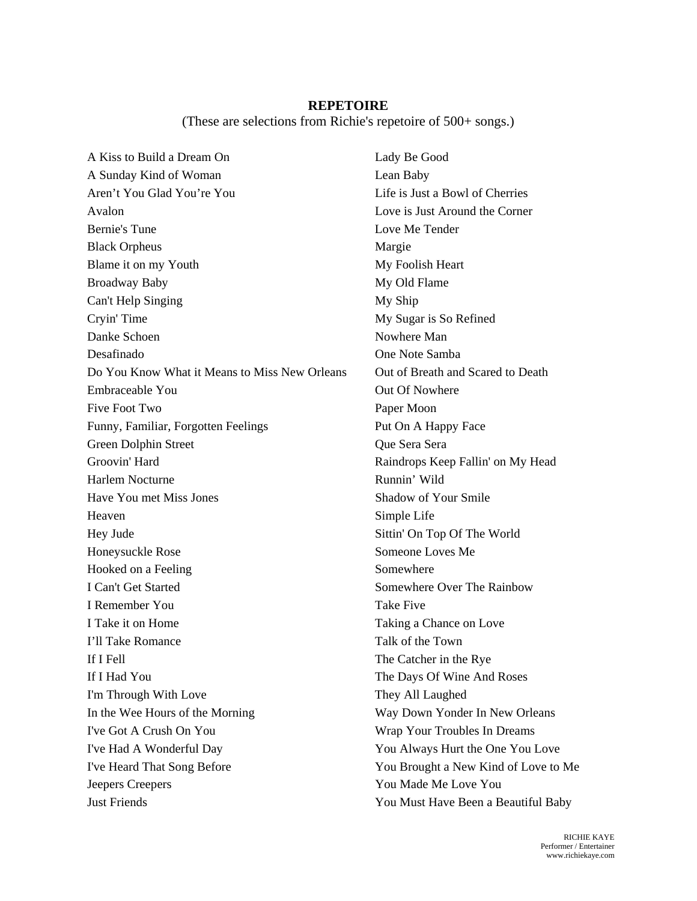# REPETOIRE

(These are selections from Richie's repetoire of 500+ songs.)

A Kiss to Build a Dream On
A Sunday Kind of Woman
Aren't You Glad You're You
Avalon
Bernie's Tune
Black Orpheus
Blame it on my Youth
Broadway Baby
Can't Help Singing
Cryin' Time
Danke Schoen
Desafinado
Do You Know What it Means to Miss New Orleans
Embraceable You
Five Foot Two
Funny, Familiar, Forgotten Feelings
Green Dolphin Street
Groovin' Hard
Harlem Nocturne
Have You met Miss Jones
Heaven
Hey Jude
Honeysuckle Rose
Hooked on a Feeling
I Can't Get Started
I Remember You
I Take it on Home
I'll Take Romance
If I Fell
If I Had You
I'm Through With Love
In the Wee Hours of the Morning
I've Got A Crush On You
I've Had A Wonderful Day
I've Heard That Song Before
Jeepers Creepers
Just Friends
Lady Be Good
Lean Baby
Life is Just a Bowl of Cherries
Love is Just Around the Corner
Love Me Tender
Margie
My Foolish Heart
My Old Flame
My Ship
My Sugar is So Refined
Nowhere Man
One Note Samba
Out of Breath and Scared to Death
Out Of Nowhere
Paper Moon
Put On A Happy Face
Que Sera Sera
Raindrops Keep Fallin' on My Head
Runnin' Wild
Shadow of Your Smile
Simple Life
Sittin' On Top Of The World
Someone Loves Me
Somewhere
Somewhere Over The Rainbow
Take Five
Taking a Chance on Love
Talk of the Town
The Catcher in the Rye
The Days Of Wine And Roses
They All Laughed
Way Down Yonder In New Orleans
Wrap Your Troubles In Dreams
You Always Hurt the One You Love
You Brought a New Kind of Love to Me
You Made Me Love You
You Must Have Been a Beautiful Baby

RICHIE KAYE
Performer / Entertainer
www.richiekaye.com